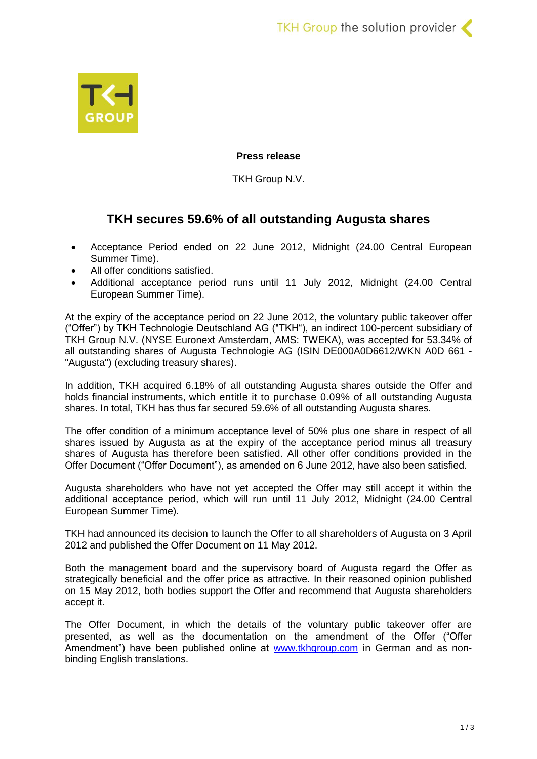**Press release**

TKH Group N.V.

# TKH secures 59.6% of all outstanding Augusta shares

- Acceptance Period ended on 22 June 2012, Midnight (24.00 Central European Summer Time).
- All offer conditions satisfied.
- Additional acceptance period runs until 11 July 2012, Midnight (24.00 Central European Summer Time).

At the expiry of the acceptance period on 22 June 2012, the voluntary public takeover offer ("Offer") by TKH Technologie Deutschland AG ("TKH"), an indirect 100-percent subsidiary of TKH Group N.V. (NYSE Euronext Amsterdam, AMS: TWEKA), was accepted for 53.34% of all outstanding shares of Augusta Technologie AG (ISIN DE000A0D6612/WKN A0D 661 - "Augusta") (excluding treasury shares).

In addition, TKH acquired 6.18% of all outstanding Augusta shares outside the Offer and holds financial instruments, which entitle it to purchase 0.09% of all outstanding Augusta shares. In total, TKH has thus far secured 59.6% of all outstanding Augusta shares.

The offer condition of a minimum acceptance level of 50% plus one share in respect of all shares issued by Augusta as at the expiry of the acceptance period minus all treasury shares of Augusta has therefore been satisfied. All other offer conditions provided in the Offer Document ("Offer Document"), as amended on 6 June 2012, have also been satisfied.

Augusta shareholders who have not yet accepted the Offer may still accept it within the additional acceptance period, which will run until 11 July 2012, Midnight (24.00 Central European Summer Time).

TKH had announced its decision to launch the Offer to all shareholders of Augusta on 3 April 2012 and published the Offer Document on 11 May 2012.

Both the management board and the supervisory board of Augusta regard the Offer as strategically beneficial and the offer price as attractive. In their reasoned opinion published on 15 May 2012, both bodies support the Offer and recommend that Augusta shareholders accept it.

The Offer Document, in which the details of the voluntary public takeover offer are presented, as well as the documentation on the amendment of the Offer ("Offer Amendment") have been published online at [www.tkhgroup.com](http://www.tkhgroup.com) in German and as non-binding English translations.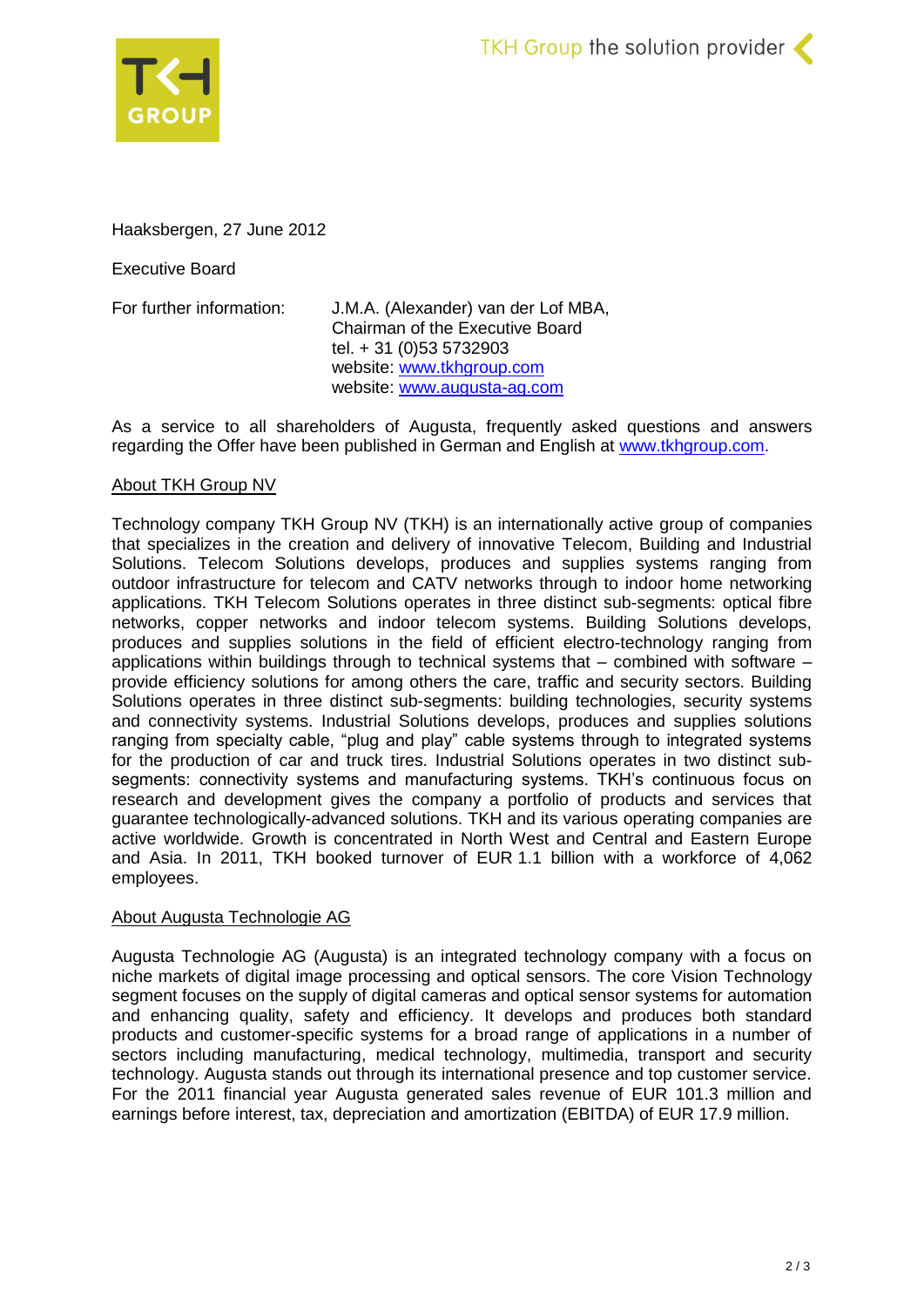Haaksbergen, 27 June 2012

Executive Board

For further information: J.M.A. (Alexander) van der Lof MBA,
Chairman of the Executive Board
tel. + 31 (0)53 5732903
website: www.tkhgroup.com
website: www.augusta-ag.com

As a service to all shareholders of Augusta, frequently asked questions and answers regarding the Offer have been published in German and English at www.tkhgroup.com.

## About TKH Group NV

Technology company TKH Group NV (TKH) is an internationally active group of companies that specializes in the creation and delivery of innovative Telecom, Building and Industrial Solutions. Telecom Solutions develops, produces and supplies systems ranging from outdoor infrastructure for telecom and CATV networks through to indoor home networking applications. TKH Telecom Solutions operates in three distinct sub-segments: optical fibre networks, copper networks and indoor telecom systems. Building Solutions develops, produces and supplies solutions in the field of efficient electro-technology ranging from applications within buildings through to technical systems that – combined with software – provide efficiency solutions for among others the care, traffic and security sectors. Building Solutions operates in three distinct sub-segments: building technologies, security systems and connectivity systems. Industrial Solutions develops, produces and supplies solutions ranging from specialty cable, "plug and play" cable systems through to integrated systems for the production of car and truck tires. Industrial Solutions operates in two distinct sub-segments: connectivity systems and manufacturing systems. TKH's continuous focus on research and development gives the company a portfolio of products and services that guarantee technologically-advanced solutions. TKH and its various operating companies are active worldwide. Growth is concentrated in North West and Central and Eastern Europe and Asia. In 2011, TKH booked turnover of EUR 1.1 billion with a workforce of 4,062 employees.

## About Augusta Technologie AG

Augusta Technologie AG (Augusta) is an integrated technology company with a focus on niche markets of digital image processing and optical sensors. The core Vision Technology segment focuses on the supply of digital cameras and optical sensor systems for automation and enhancing quality, safety and efficiency. It develops and produces both standard products and customer-specific systems for a broad range of applications in a number of sectors including manufacturing, medical technology, multimedia, transport and security technology. Augusta stands out through its international presence and top customer service. For the 2011 financial year Augusta generated sales revenue of EUR 101.3 million and earnings before interest, tax, depreciation and amortization (EBITDA) of EUR 17.9 million.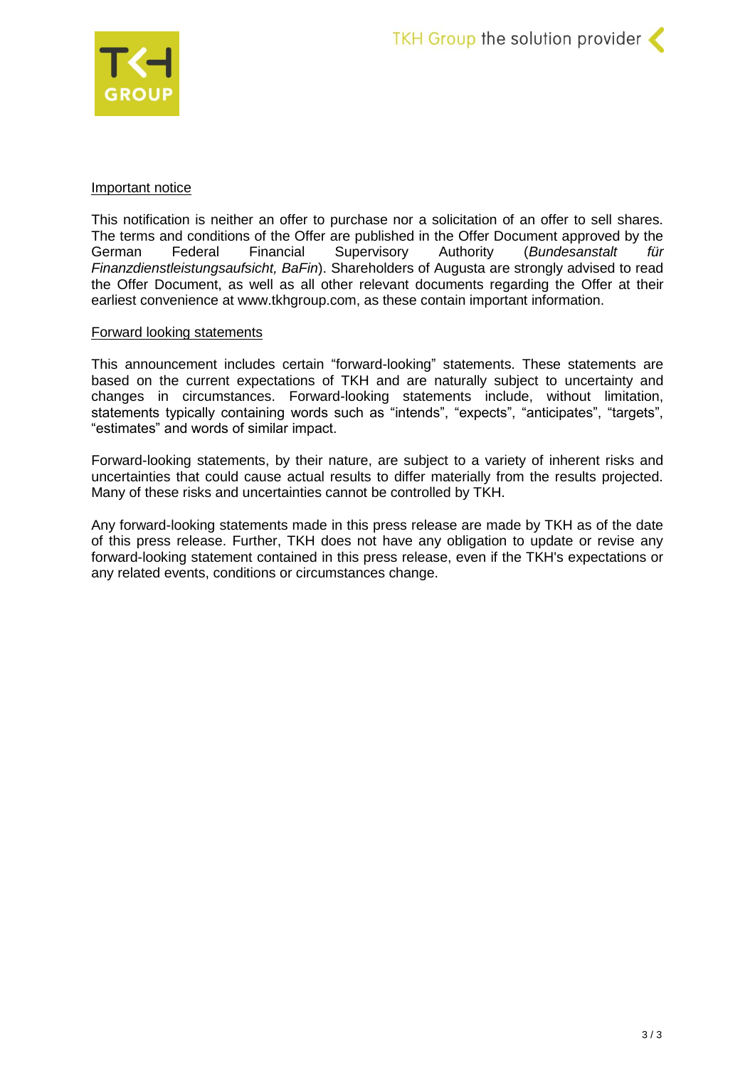Important notice

This notification is neither an offer to purchase nor a solicitation of an offer to sell shares. The terms and conditions of the Offer are published in the Offer Document approved by the German Federal Financial Supervisory Authority (*Bundesanstalt für Finanzdienstleistungsaufsicht, BaFin*). Shareholders of Augusta are strongly advised to read the Offer Document, as well as all other relevant documents regarding the Offer at their earliest convenience at www.tkhgroup.com, as these contain important information.

Forward looking statements

This announcement includes certain "forward-looking" statements. These statements are based on the current expectations of TKH and are naturally subject to uncertainty and changes in circumstances. Forward-looking statements include, without limitation, statements typically containing words such as "intends", "expects", "anticipates", "targets", "estimates" and words of similar impact.

Forward-looking statements, by their nature, are subject to a variety of inherent risks and uncertainties that could cause actual results to differ materially from the results projected. Many of these risks and uncertainties cannot be controlled by TKH.

Any forward-looking statements made in this press release are made by TKH as of the date of this press release. Further, TKH does not have any obligation to update or revise any forward-looking statement contained in this press release, even if the TKH's expectations or any related events, conditions or circumstances change.